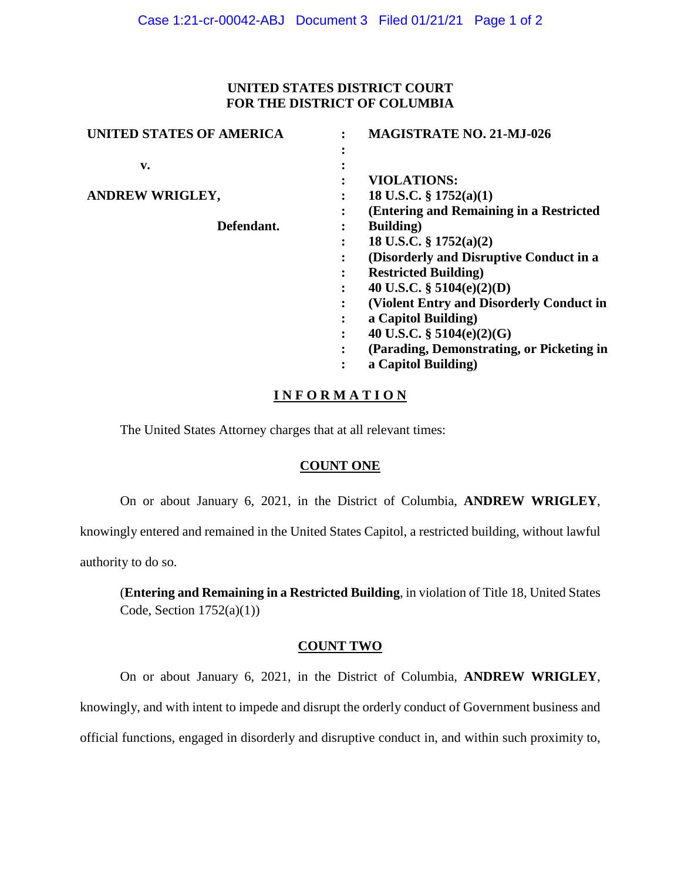**UNITED STATES DISTRICT COURT**
**FOR THE DISTRICT OF COLUMBIA**

| | | |
|---|---|---|
| **UNITED STATES OF AMERICA** | : | **MAGISTRATE NO. 21-MJ-026** |
| | : | |
| **v.** | : | |
| | : | **VIOLATIONS:** |
| **ANDREW WRIGLEY,** | : | **18 U.S.C. § 1752(a)(1)** |
| | : | **(Entering and Remaining in a Restricted Building)** |
| **Defendant.** | : | **18 U.S.C. § 1752(a)(2)** |
| | : | **(Disorderly and Disruptive Conduct in a Restricted Building)** |
| | : | **40 U.S.C. § 5104(e)(2)(D)** |
| | : | **(Violent Entry and Disorderly Conduct in a Capitol Building)** |
| | : | **40 U.S.C. § 5104(e)(2)(G)** |
| | : | **(Parading, Demonstrating, or Picketing in a Capitol Building)** |

# INFORMATION

The United States Attorney charges that at all relevant times:

## COUNT ONE

On or about January 6, 2021, in the District of Columbia, **ANDREW WRIGLEY**, knowingly entered and remained in the United States Capitol, a restricted building, without lawful authority to do so.

(**Entering and Remaining in a Restricted Building**, in violation of Title 18, United States Code, Section 1752(a)(1))

## COUNT TWO

On or about January 6, 2021, in the District of Columbia, **ANDREW WRIGLEY**, knowingly, and with intent to impede and disrupt the orderly conduct of Government business and official functions, engaged in disorderly and disruptive conduct in, and within such proximity to,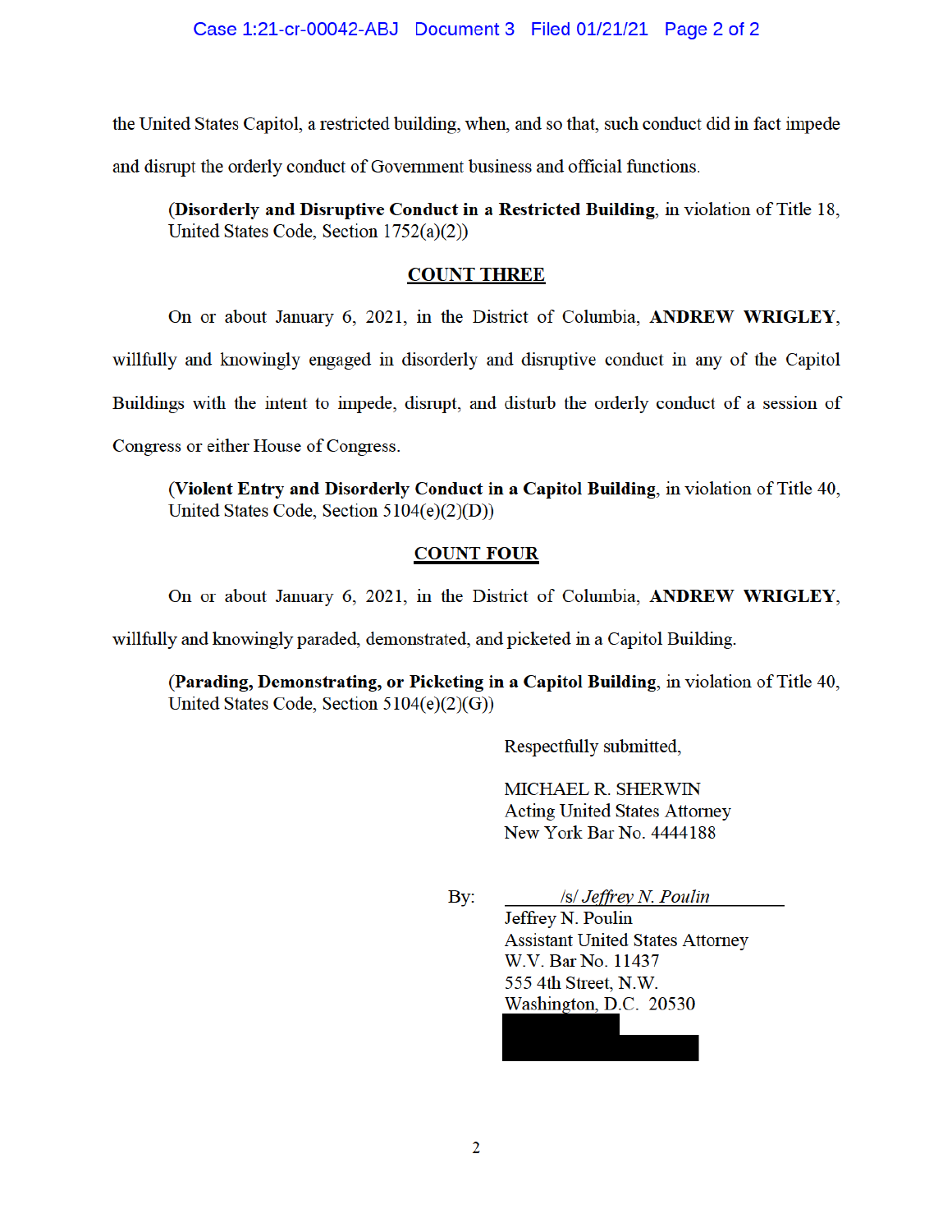the United States Capitol, a restricted building, when, and so that, such conduct did in fact impede and disrupt the orderly conduct of Government business and official functions.

(**Disorderly and Disruptive Conduct in a Restricted Building**, in violation of Title 18, United States Code, Section 1752(a)(2))

## COUNT THREE

On or about January 6, 2021, in the District of Columbia, **ANDREW WRIGLEY**, willfully and knowingly engaged in disorderly and disruptive conduct in any of the Capitol Buildings with the intent to impede, disrupt, and disturb the orderly conduct of a session of Congress or either House of Congress.

(**Violent Entry and Disorderly Conduct in a Capitol Building**, in violation of Title 40, United States Code, Section 5104(e)(2)(D))

## COUNT FOUR

On or about January 6, 2021, in the District of Columbia, **ANDREW WRIGLEY**, willfully and knowingly paraded, demonstrated, and picketed in a Capitol Building.

(**Parading, Demonstrating, or Picketing in a Capitol Building**, in violation of Title 40, United States Code, Section 5104(e)(2)(G))

Respectfully submitted,

MICHAEL R. SHERWIN
Acting United States Attorney
New York Bar No. 4444188

By: */s/ Jeffrey N. Poulin*
Jeffrey N. Poulin
Assistant United States Attorney
W.V. Bar No. 11437
555 4th Street, N.W.
Washington, D.C. 20530